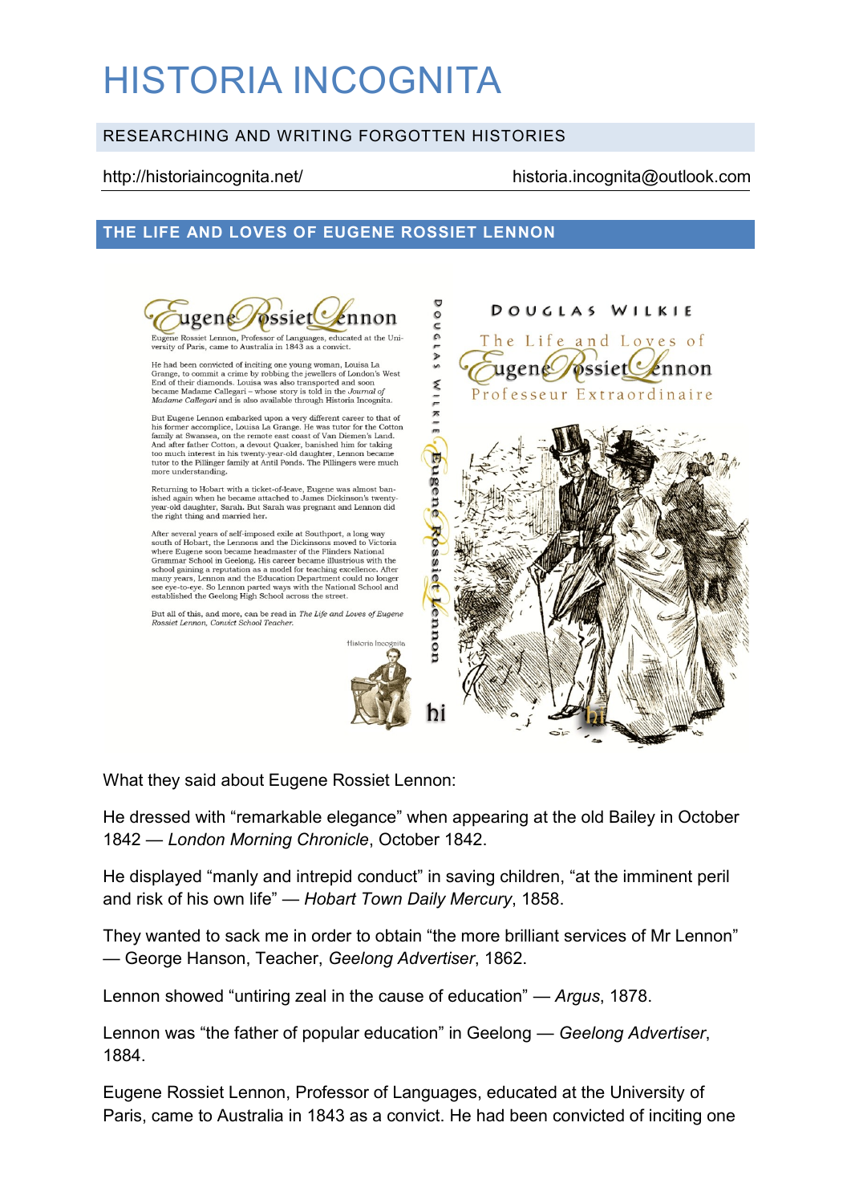# HISTORIA INCOGNITA

RESEARCHING AND WRITING FORGOTTEN HISTORIES

http://historiaincognita.net/ historia.incognita@outlook.com

## THE LIFE AND LOVES OF EUGENE ROSSIET LENNON

Eugene Rossiet Lennon

Eugene Rossiet Lennon, Professor of Languages, educated at the University of Paris, came to Australia in 1843 as a convict.

He had been convicted of inciting one young woman, Louisa La Grange, to commit a crime by robbing the jewellers of London's West End of their diamonds. Louisa was also transported and soon became Madame Callegari – whose story is told in the *Journal of Madame Callegari* and is also available through Historia Incognita.

But Eugene Lennon embarked upon a very different career to that of his former accomplice, Louisa La Grange. He was tutor for the Cotton family at Swansea, on the remote east coast of Van Diemen's Land. And after father Cotton, a devout Quaker, banished him for taking too much interest in his twenty-year-old daughter, Lennon became tutor to the Pillinger family at Antil Ponds. The Pillingers were much more understanding.

Returning to Hobart with a ticket-of-leave, Eugene was almost banished again when he became attached to James Dickinson's twenty-year-old daughter, Sarah. But Sarah was pregnant and Lennon did the right thing and married her.

After several years of self-imposed exile at Southport, a long way south of Hobart, the Lennons and the Dickinsons moved to Victoria where Eugene soon became headmaster of the Flinders National Grammar School in Geelong. His career became illustrious with the school gaining a reputation as a model for teaching excellence. After many years, Lennon and the Education Department could no longer see eye-to-eye. So Lennon parted ways with the National School and established the Geelong High School across the street.

But all of this, and more, can be read in *The Life and Loves of Eugene Rossiet Lennon, Convict School Teacher.*

Historia Incognita

DOUGLAS WILKIE — Eugene Rossiet Lennon — hi

DOUGLAS WILKIE

The Life and Loves of

Eugene Rossiet Lennon

Professeur Extraordinaire

hi

What they said about Eugene Rossiet Lennon:

He dressed with "remarkable elegance" when appearing at the old Bailey in October 1842 — *London Morning Chronicle*, October 1842.

He displayed "manly and intrepid conduct" in saving children, "at the imminent peril and risk of his own life" — *Hobart Town Daily Mercury*, 1858.

They wanted to sack me in order to obtain "the more brilliant services of Mr Lennon" — George Hanson, Teacher, *Geelong Advertiser*, 1862.

Lennon showed "untiring zeal in the cause of education" — *Argus*, 1878.

Lennon was "the father of popular education" in Geelong — *Geelong Advertiser*, 1884.

Eugene Rossiet Lennon, Professor of Languages, educated at the University of Paris, came to Australia in 1843 as a convict. He had been convicted of inciting one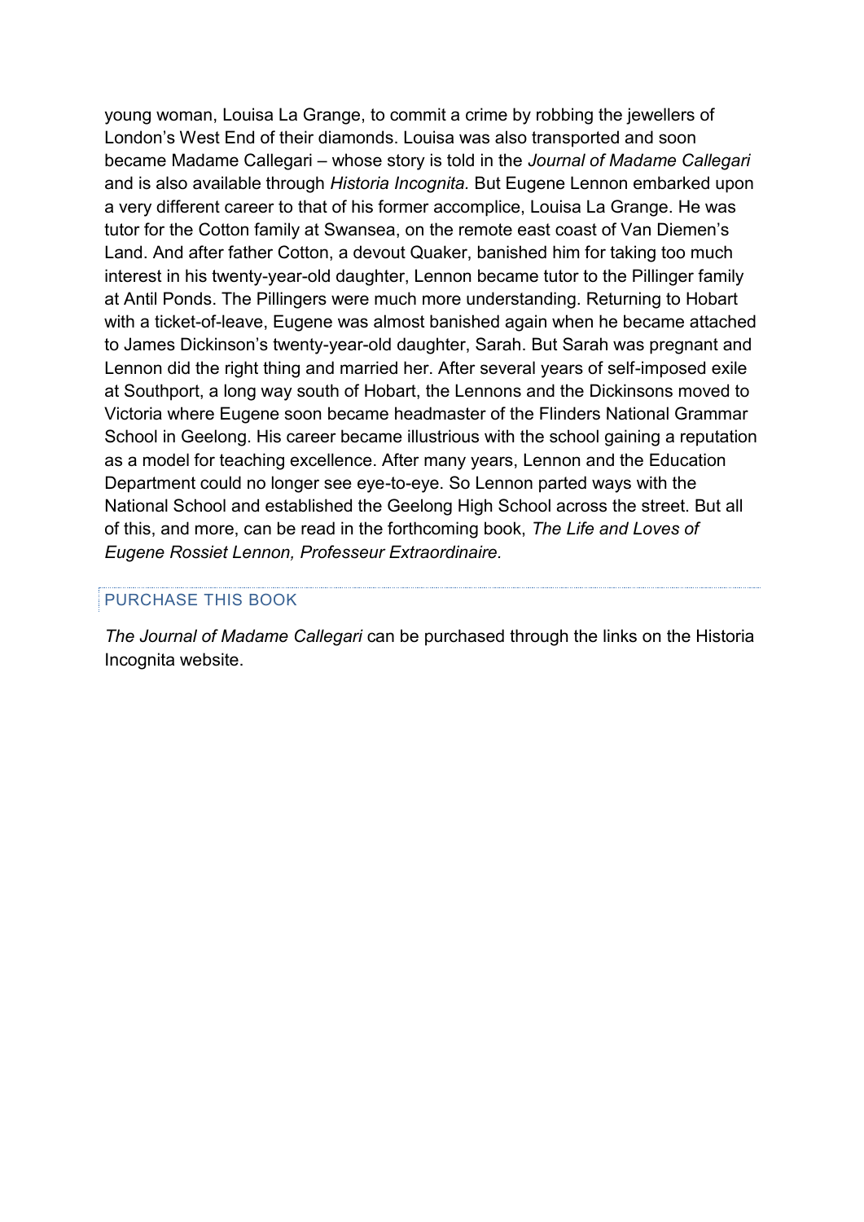young woman, Louisa La Grange, to commit a crime by robbing the jewellers of London's West End of their diamonds. Louisa was also transported and soon became Madame Callegari – whose story is told in the *Journal of Madame Callegari* and is also available through *Historia Incognita.* But Eugene Lennon embarked upon a very different career to that of his former accomplice, Louisa La Grange. He was tutor for the Cotton family at Swansea, on the remote east coast of Van Diemen's Land. And after father Cotton, a devout Quaker, banished him for taking too much interest in his twenty-year-old daughter, Lennon became tutor to the Pillinger family at Antil Ponds. The Pillingers were much more understanding. Returning to Hobart with a ticket-of-leave, Eugene was almost banished again when he became attached to James Dickinson's twenty-year-old daughter, Sarah. But Sarah was pregnant and Lennon did the right thing and married her. After several years of self-imposed exile at Southport, a long way south of Hobart, the Lennons and the Dickinsons moved to Victoria where Eugene soon became headmaster of the Flinders National Grammar School in Geelong. His career became illustrious with the school gaining a reputation as a model for teaching excellence. After many years, Lennon and the Education Department could no longer see eye-to-eye. So Lennon parted ways with the National School and established the Geelong High School across the street. But all of this, and more, can be read in the forthcoming book, *The Life and Loves of Eugene Rossiet Lennon, Professeur Extraordinaire.*

## PURCHASE THIS BOOK

*The Journal of Madame Callegari* can be purchased through the links on the Historia Incognita website.